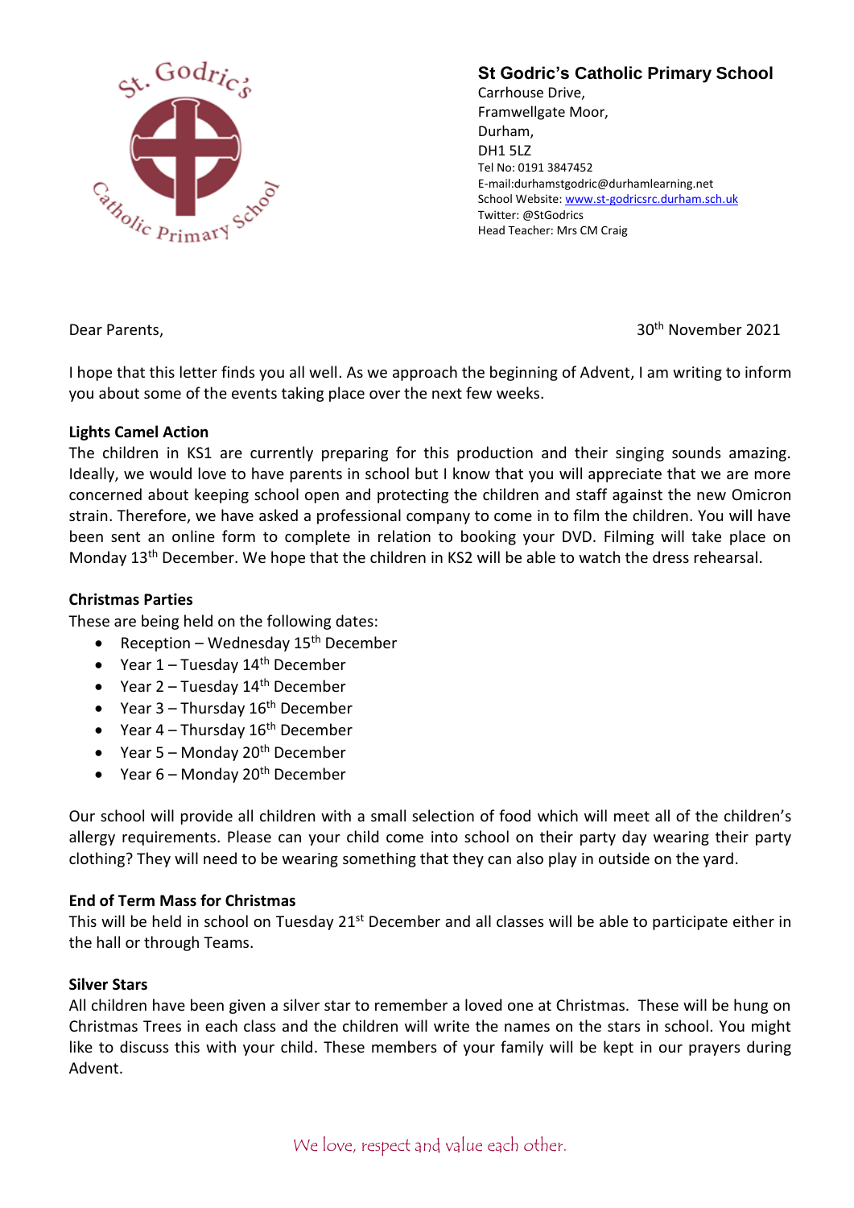**St Godric's Catholic Primary School**
Carrhouse Drive,
Framwellgate Moor,
Durham,
DH1 5LZ
Tel No: 0191 3847452
E-mail:durhamstgodric@durhamlearning.net
School Website: www.st-godricsrc.durham.sch.uk
Twitter: @StGodrics
Head Teacher: Mrs CM Craig

Dear Parents,

30th November 2021

I hope that this letter finds you all well. As we approach the beginning of Advent, I am writing to inform you about some of the events taking place over the next few weeks.

**Lights Camel Action**

The children in KS1 are currently preparing for this production and their singing sounds amazing. Ideally, we would love to have parents in school but I know that you will appreciate that we are more concerned about keeping school open and protecting the children and staff against the new Omicron strain. Therefore, we have asked a professional company to come in to film the children. You will have been sent an online form to complete in relation to booking your DVD. Filming will take place on Monday 13th December. We hope that the children in KS2 will be able to watch the dress rehearsal.

**Christmas Parties**

These are being held on the following dates:

- Reception – Wednesday 15th December
- Year 1 – Tuesday 14th December
- Year 2 – Tuesday 14th December
- Year 3 – Thursday 16th December
- Year 4 – Thursday 16th December
- Year 5 – Monday 20th December
- Year 6 – Monday 20th December

Our school will provide all children with a small selection of food which will meet all of the children's allergy requirements. Please can your child come into school on their party day wearing their party clothing? They will need to be wearing something that they can also play in outside on the yard.

**End of Term Mass for Christmas**

This will be held in school on Tuesday 21st December and all classes will be able to participate either in the hall or through Teams.

**Silver Stars**

All children have been given a silver star to remember a loved one at Christmas. These will be hung on Christmas Trees in each class and the children will write the names on the stars in school. You might like to discuss this with your child. These members of your family will be kept in our prayers during Advent.

*We love, respect and value each other.*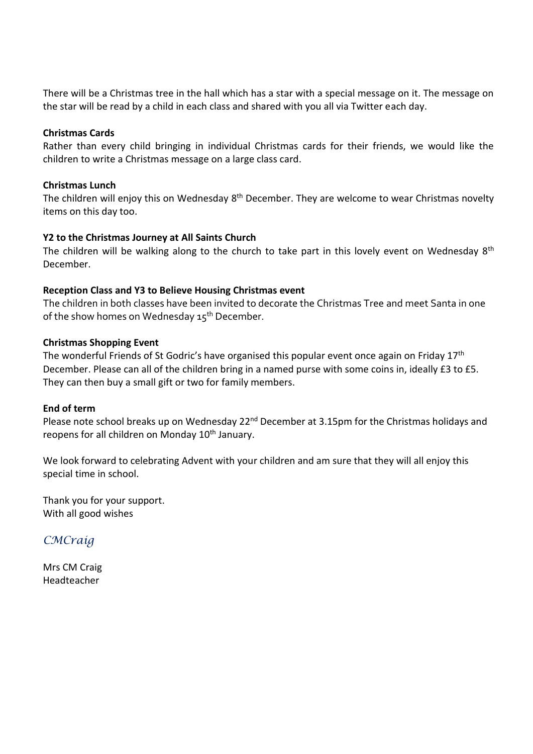There will be a Christmas tree in the hall which has a star with a special message on it. The message on the star will be read by a child in each class and shared with you all via Twitter each day.

**Christmas Cards**

Rather than every child bringing in individual Christmas cards for their friends, we would like the children to write a Christmas message on a large class card.

**Christmas Lunch**

The children will enjoy this on Wednesday 8th December. They are welcome to wear Christmas novelty items on this day too.

**Y2 to the Christmas Journey at All Saints Church**

The children will be walking along to the church to take part in this lovely event on Wednesday 8th December.

**Reception Class and Y3 to Believe Housing Christmas event**

The children in both classes have been invited to decorate the Christmas Tree and meet Santa in one of the show homes on Wednesday 15th December.

**Christmas Shopping Event**

The wonderful Friends of St Godric's have organised this popular event once again on Friday 17th December. Please can all of the children bring in a named purse with some coins in, ideally £3 to £5. They can then buy a small gift or two for family members.

**End of term**

Please note school breaks up on Wednesday 22nd December at 3.15pm for the Christmas holidays and reopens for all children on Monday 10th January.

We look forward to celebrating Advent with your children and am sure that they will all enjoy this special time in school.

Thank you for your support.
With all good wishes

*CMCraig*

Mrs CM Craig
Headteacher